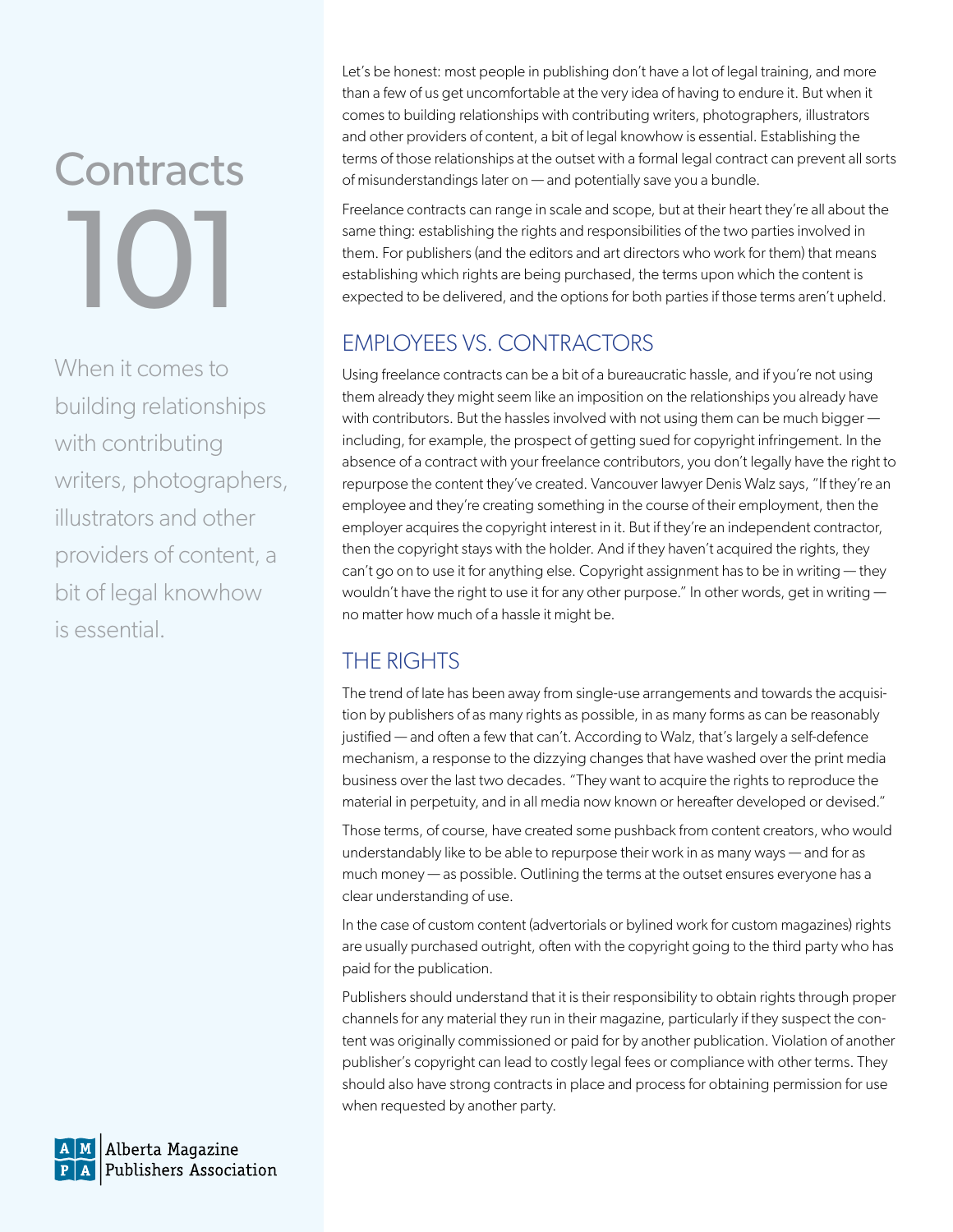# Contracts 101

When it comes to building relationships with contributing writers, photographers, illustrators and other providers of content, a bit of legal knowhow is essential.

Let's be honest: most people in publishing don't have a lot of legal training, and more than a few of us get uncomfortable at the very idea of having to endure it. But when it comes to building relationships with contributing writers, photographers, illustrators and other providers of content, a bit of legal knowhow is essential. Establishing the terms of those relationships at the outset with a formal legal contract can prevent all sorts of misunderstandings later on — and potentially save you a bundle.

Freelance contracts can range in scale and scope, but at their heart they're all about the same thing: establishing the rights and responsibilities of the two parties involved in them. For publishers (and the editors and art directors who work for them) that means establishing which rights are being purchased, the terms upon which the content is expected to be delivered, and the options for both parties if those terms aren't upheld.

## EMPLOYEES VS. CONTRACTORS

Using freelance contracts can be a bit of a bureaucratic hassle, and if you're not using them already they might seem like an imposition on the relationships you already have with contributors. But the hassles involved with not using them can be much bigger — including, for example, the prospect of getting sued for copyright infringement. In the absence of a contract with your freelance contributors, you don't legally have the right to repurpose the content they've created. Vancouver lawyer Denis Walz says, "If they're an employee and they're creating something in the course of their employment, then the employer acquires the copyright interest in it. But if they're an independent contractor, then the copyright stays with the holder. And if they haven't acquired the rights, they can't go on to use it for anything else. Copyright assignment has to be in writing — they wouldn't have the right to use it for any other purpose." In other words, get in writing — no matter how much of a hassle it might be.

## THE RIGHTS

The trend of late has been away from single-use arrangements and towards the acquisition by publishers of as many rights as possible, in as many forms as can be reasonably justified — and often a few that can't. According to Walz, that's largely a self-defence mechanism, a response to the dizzying changes that have washed over the print media business over the last two decades. "They want to acquire the rights to reproduce the material in perpetuity, and in all media now known or hereafter developed or devised."

Those terms, of course, have created some pushback from content creators, who would understandably like to be able to repurpose their work in as many ways — and for as much money — as possible. Outlining the terms at the outset ensures everyone has a clear understanding of use.

In the case of custom content (advertorials or bylined work for custom magazines) rights are usually purchased outright, often with the copyright going to the third party who has paid for the publication.

Publishers should understand that it is their responsibility to obtain rights through proper channels for any material they run in their magazine, particularly if they suspect the content was originally commissioned or paid for by another publication. Violation of another publisher's copyright can lead to costly legal fees or compliance with other terms. They should also have strong contracts in place and process for obtaining permission for use when requested by another party.

Alberta Magazine Publishers Association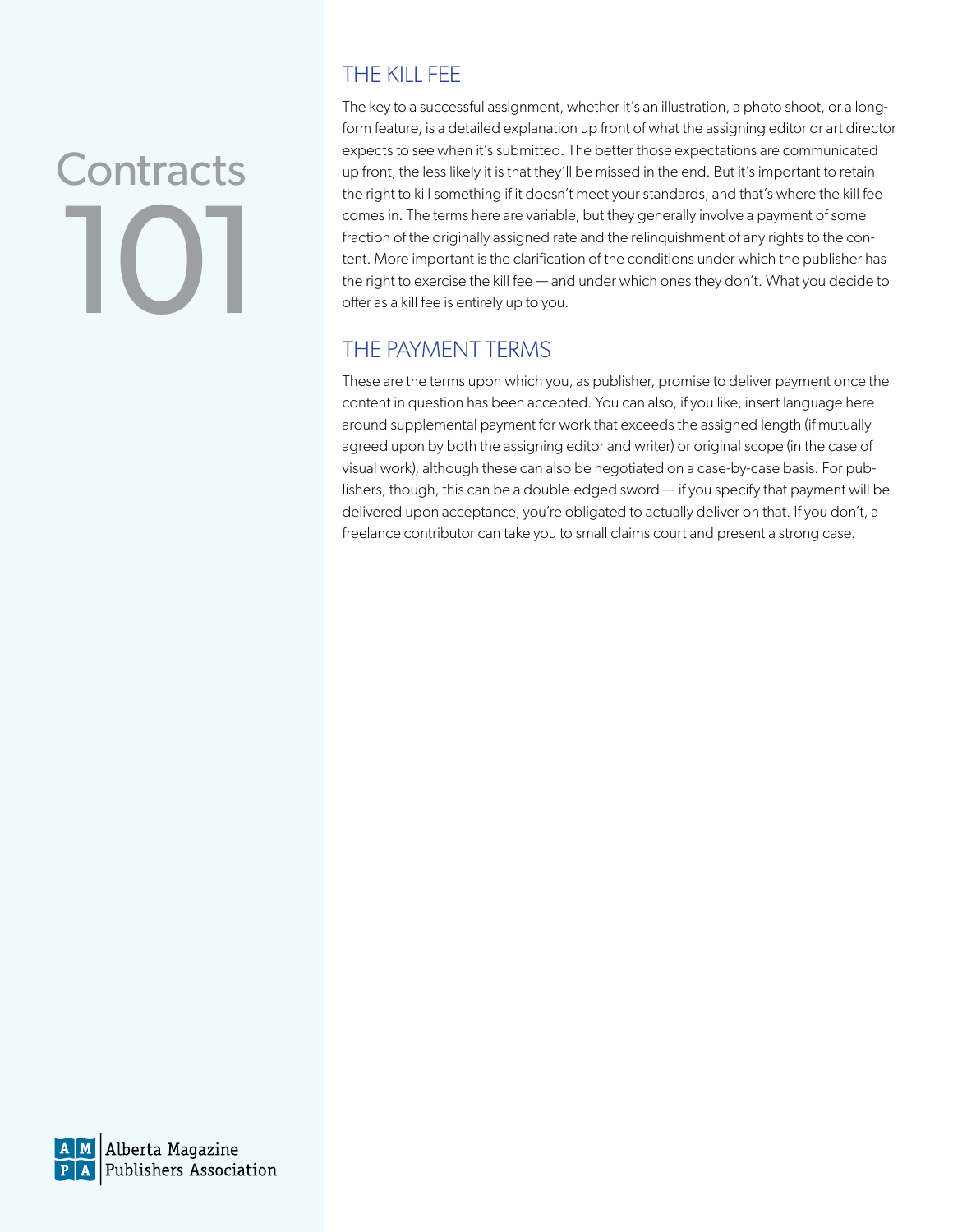# Contracts 101

## THE KILL FEE

The key to a successful assignment, whether it's an illustration, a photo shoot, or a long-form feature, is a detailed explanation up front of what the assigning editor or art director expects to see when it's submitted. The better those expectations are communicated up front, the less likely it is that they'll be missed in the end. But it's important to retain the right to kill something if it doesn't meet your standards, and that's where the kill fee comes in. The terms here are variable, but they generally involve a payment of some fraction of the originally assigned rate and the relinquishment of any rights to the content. More important is the clarification of the conditions under which the publisher has the right to exercise the kill fee — and under which ones they don't. What you decide to offer as a kill fee is entirely up to you.

## THE PAYMENT TERMS

These are the terms upon which you, as publisher, promise to deliver payment once the content in question has been accepted. You can also, if you like, insert language here around supplemental payment for work that exceeds the assigned length (if mutually agreed upon by both the assigning editor and writer) or original scope (in the case of visual work), although these can also be negotiated on a case-by-case basis. For publishers, though, this can be a double-edged sword — if you specify that payment will be delivered upon acceptance, you're obligated to actually deliver on that. If you don't, a freelance contributor can take you to small claims court and present a strong case.

AMPA Alberta Magazine Publishers Association